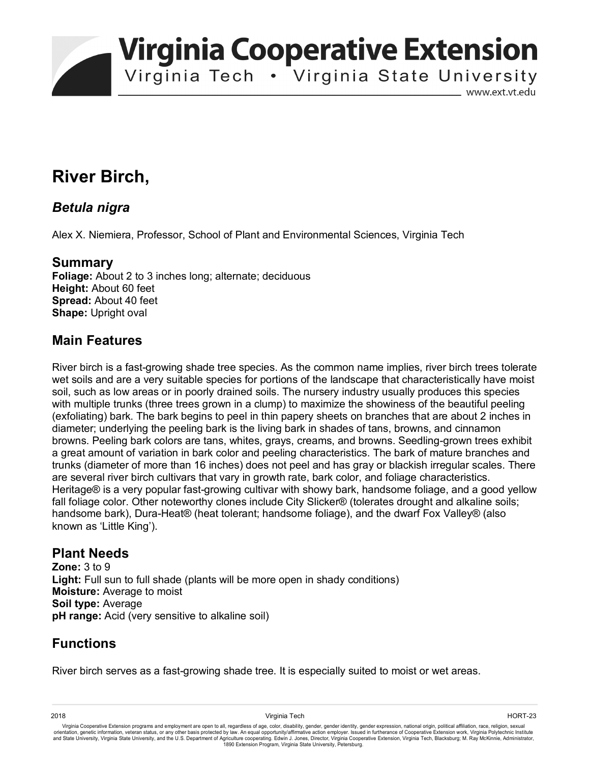# Virginia Cooperative Extension

Virginia Tech • Virginia State University

www.ext.vt.edu

# River Birch,

## *Betula nigra*

Alex X. Niemiera, Professor, School of Plant and Environmental Sciences, Virginia Tech

## Summary

**Foliage:** About 2 to 3 inches long; alternate; deciduous
**Height:** About 60 feet
**Spread:** About 40 feet
**Shape:** Upright oval

## Main Features

River birch is a fast-growing shade tree species. As the common name implies, river birch trees tolerate wet soils and are a very suitable species for portions of the landscape that characteristically have moist soil, such as low areas or in poorly drained soils. The nursery industry usually produces this species with multiple trunks (three trees grown in a clump) to maximize the showiness of the beautiful peeling (exfoliating) bark. The bark begins to peel in thin papery sheets on branches that are about 2 inches in diameter; underlying the peeling bark is the living bark in shades of tans, browns, and cinnamon browns. Peeling bark colors are tans, whites, grays, creams, and browns. Seedling-grown trees exhibit a great amount of variation in bark color and peeling characteristics. The bark of mature branches and trunks (diameter of more than 16 inches) does not peel and has gray or blackish irregular scales. There are several river birch cultivars that vary in growth rate, bark color, and foliage characteristics. Heritage® is a very popular fast-growing cultivar with showy bark, handsome foliage, and a good yellow fall foliage color. Other noteworthy clones include City Slicker® (tolerates drought and alkaline soils; handsome bark), Dura-Heat® (heat tolerant; handsome foliage), and the dwarf Fox Valley® (also known as 'Little King').

## Plant Needs

**Zone:** 3 to 9
**Light:** Full sun to full shade (plants will be more open in shady conditions)
**Moisture:** Average to moist
**Soil type:** Average
**pH range:** Acid (very sensitive to alkaline soil)

## Functions

River birch serves as a fast-growing shade tree. It is especially suited to moist or wet areas.

2018 Virginia Tech HORT-23

Virginia Cooperative Extension programs and employment are open to all, regardless of age, color, disability, gender, gender identity, gender expression, national origin, political affiliation, race, religion, sexual orientation, genetic information, veteran status, or any other basis protected by law. An equal opportunity/affirmative action employer. Issued in furtherance of Cooperative Extension work, Virginia Polytechnic Institute and State University, Virginia State University, and the U.S. Department of Agriculture cooperating. Edwin J. Jones, Director, Virginia Cooperative Extension, Virginia Tech, Blacksburg; M. Ray McKinnie, Administrator, 1890 Extension Program, Virginia State University, Petersburg.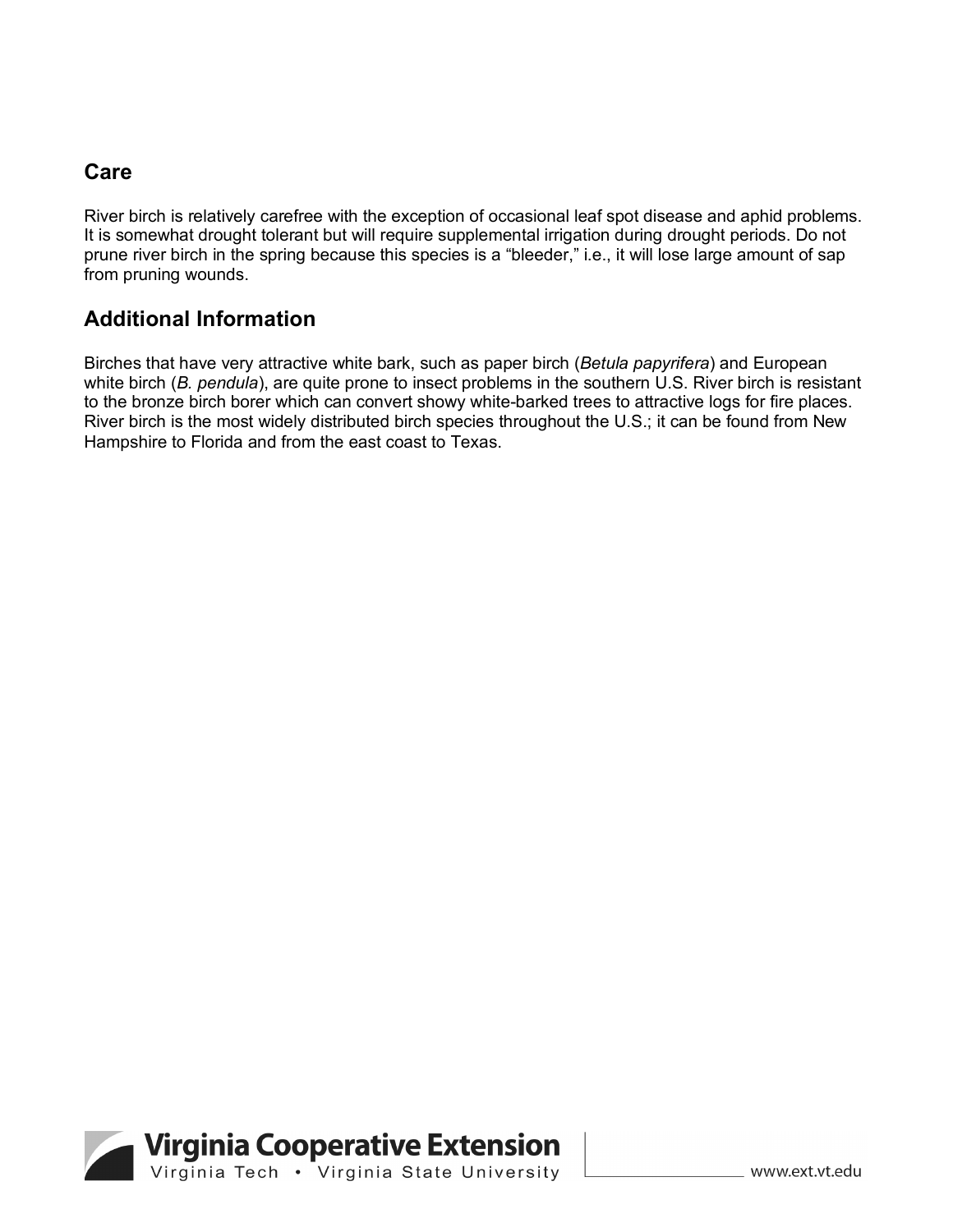## Care

River birch is relatively carefree with the exception of occasional leaf spot disease and aphid problems. It is somewhat drought tolerant but will require supplemental irrigation during drought periods. Do not prune river birch in the spring because this species is a "bleeder," i.e., it will lose large amount of sap from pruning wounds.

## Additional Information

Birches that have very attractive white bark, such as paper birch (*Betula papyrifera*) and European white birch (*B. pendula*), are quite prone to insect problems in the southern U.S. River birch is resistant to the bronze birch borer which can convert showy white-barked trees to attractive logs for fire places. River birch is the most widely distributed birch species throughout the U.S.; it can be found from New Hampshire to Florida and from the east coast to Texas.